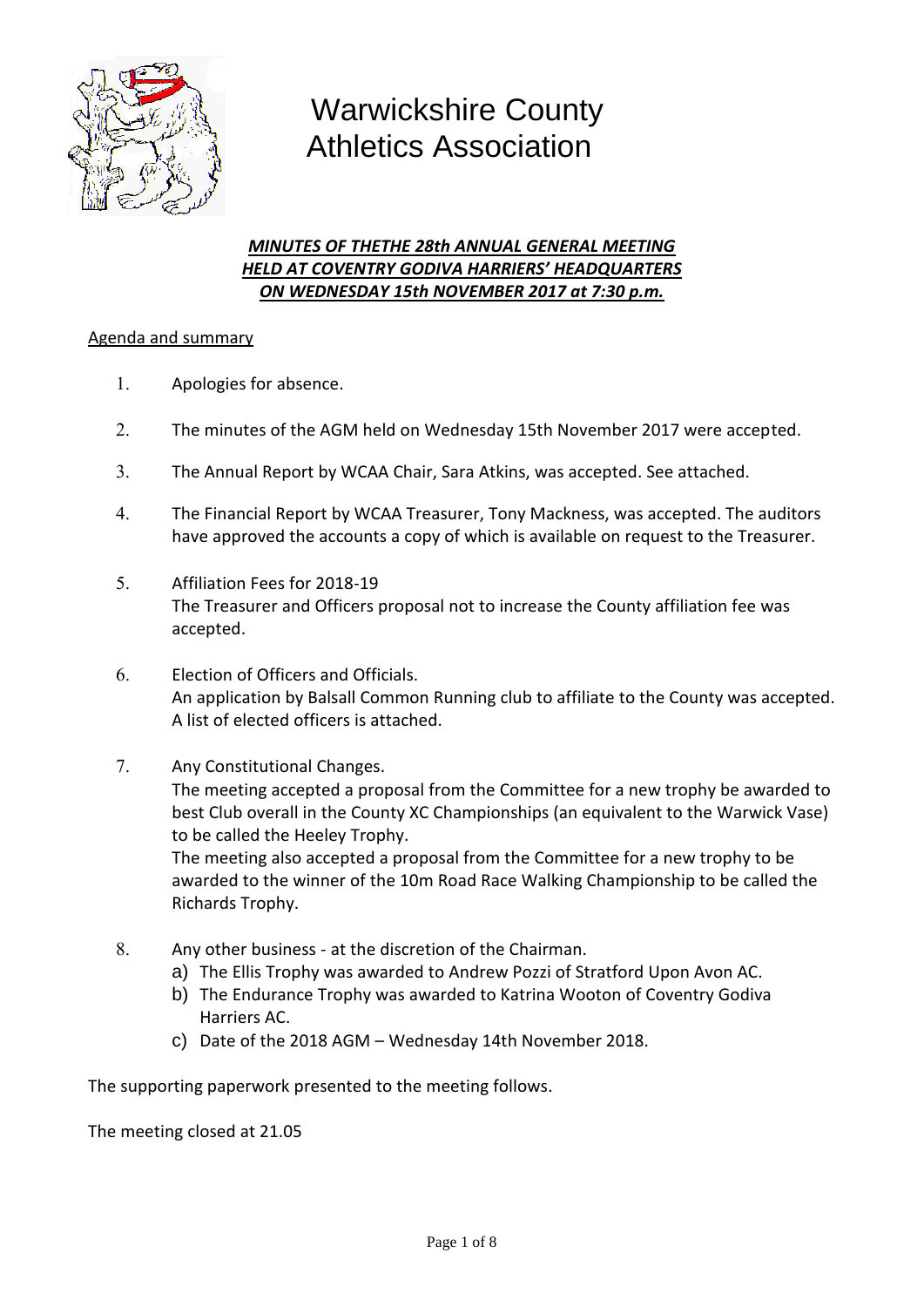# Warwickshire County Athletics Association

***MINUTES OF THETHE 28th ANNUAL GENERAL MEETING HELD AT COVENTRY GODIVA HARRIERS' HEADQUARTERS ON WEDNESDAY 15th NOVEMBER 2017 at 7:30 p.m.***

Agenda and summary

1. Apologies for absence.
2. The minutes of the AGM held on Wednesday 15th November 2017 were accepted.
3. The Annual Report by WCAA Chair, Sara Atkins, was accepted. See attached.
4. The Financial Report by WCAA Treasurer, Tony Mackness, was accepted. The auditors have approved the accounts a copy of which is available on request to the Treasurer.
5. Affiliation Fees for 2018-19
   The Treasurer and Officers proposal not to increase the County affiliation fee was accepted.
6. Election of Officers and Officials.
   An application by Balsall Common Running club to affiliate to the County was accepted. A list of elected officers is attached.
7. Any Constitutional Changes.
   The meeting accepted a proposal from the Committee for a new trophy be awarded to best Club overall in the County XC Championships (an equivalent to the Warwick Vase) to be called the Heeley Trophy.
   The meeting also accepted a proposal from the Committee for a new trophy to be awarded to the winner of the 10m Road Race Walking Championship to be called the Richards Trophy.
8. Any other business - at the discretion of the Chairman.
   a) The Ellis Trophy was awarded to Andrew Pozzi of Stratford Upon Avon AC.
   b) The Endurance Trophy was awarded to Katrina Wooton of Coventry Godiva Harriers AC.
   c) Date of the 2018 AGM – Wednesday 14th November 2018.

The supporting paperwork presented to the meeting follows.

The meeting closed at 21.05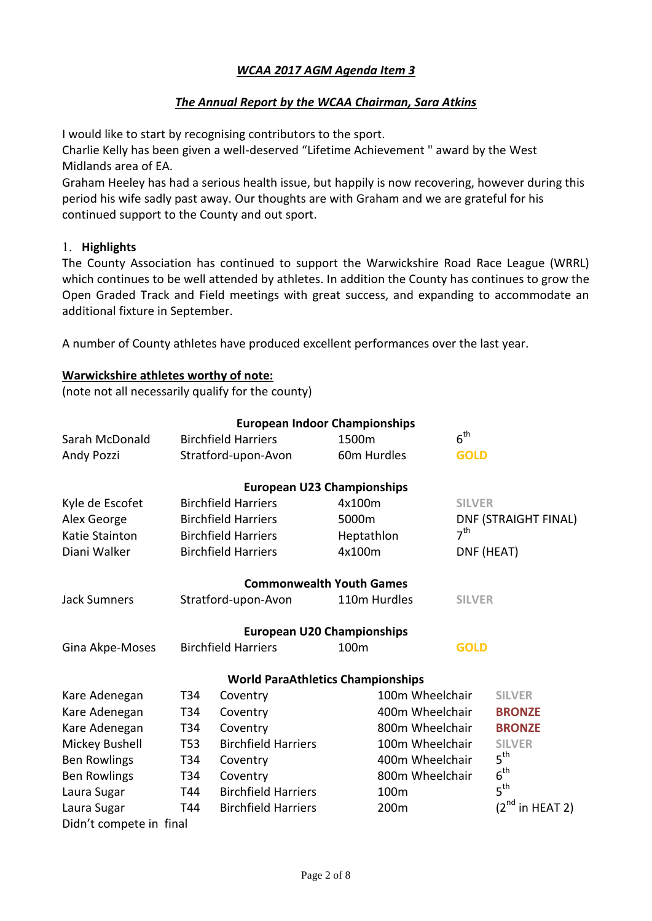### *WCAA 2017 AGM Agenda Item 3*

### *The Annual Report by the WCAA Chairman, Sara Atkins*

I would like to start by recognising contributors to the sport.
Charlie Kelly has been given a well-deserved "Lifetime Achievement " award by the West Midlands area of EA.
Graham Heeley has had a serious health issue, but happily is now recovering, however during this period his wife sadly past away. Our thoughts are with Graham and we are grateful for his continued support to the County and out sport.

1. **Highlights**

The County Association has continued to support the Warwickshire Road Race League (WRRL) which continues to be well attended by athletes. In addition the County has continues to grow the Open Graded Track and Field meetings with great success, and expanding to accommodate an additional fixture in September.

A number of County athletes have produced excellent performances over the last year.

**Warwickshire athletes worthy of note:**

(note not all necessarily qualify for the county)

**European Indoor Championships**

| | | | |
|---|---|---|---|
| Sarah McDonald | Birchfield Harriers | 1500m | 6th |
| Andy Pozzi | Stratford-upon-Avon | 60m Hurdles | **GOLD** |

**European U23 Championships**

| | | | |
|---|---|---|---|
| Kyle de Escofet | Birchfield Harriers | 4x100m | **SILVER** |
| Alex George | Birchfield Harriers | 5000m | DNF (STRAIGHT FINAL) |
| Katie Stainton | Birchfield Harriers | Heptathlon | 7th |
| Diani Walker | Birchfield Harriers | 4x100m | DNF (HEAT) |

**Commonwealth Youth Games**

| | | | |
|---|---|---|---|
| Jack Sumners | Stratford-upon-Avon | 110m Hurdles | **SILVER** |

**European U20 Championships**

| | | | |
|---|---|---|---|
| Gina Akpe-Moses | Birchfield Harriers | 100m | **GOLD** |

**World ParaAthletics Championships**

| | | | | |
|---|---|---|---|---|
| Kare Adenegan | T34 | Coventry | 100m Wheelchair | **SILVER** |
| Kare Adenegan | T34 | Coventry | 400m Wheelchair | **BRONZE** |
| Kare Adenegan | T34 | Coventry | 800m Wheelchair | **BRONZE** |
| Mickey Bushell | T53 | Birchfield Harriers | 100m Wheelchair | **SILVER** |
| Ben Rowlings | T34 | Coventry | 400m Wheelchair | 5th |
| Ben Rowlings | T34 | Coventry | 800m Wheelchair | 6th |
| Laura Sugar | T44 | Birchfield Harriers | 100m | 5th |
| Laura Sugar | T44 | Birchfield Harriers | 200m | (2nd in HEAT 2) |

Didn't compete in final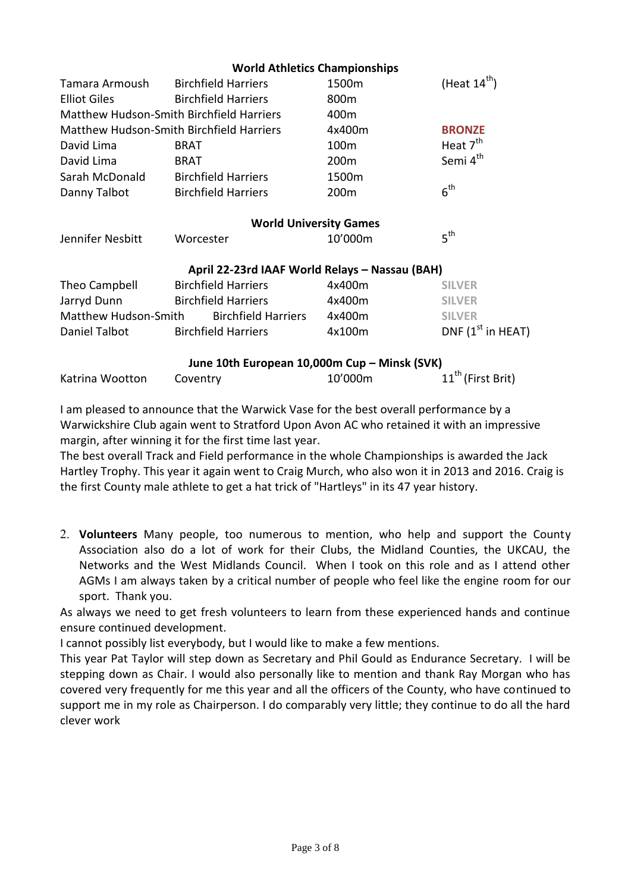**World Athletics Championships**

| | | | |
|---|---|---|---|
| Tamara Armoush | Birchfield Harriers | 1500m | (Heat 14th) |
| Elliot Giles | Birchfield Harriers | 800m | |
| Matthew Hudson-Smith | Birchfield Harriers | 400m | |
| Matthew Hudson-Smith | Birchfield Harriers | 4x400m | **BRONZE** |
| David Lima | BRAT | 100m | Heat 7th |
| David Lima | BRAT | 200m | Semi 4th |
| Sarah McDonald | Birchfield Harriers | 1500m | |
| Danny Talbot | Birchfield Harriers | 200m | 6th |

**World University Games**

| | | | |
|---|---|---|---|
| Jennifer Nesbitt | Worcester | 10'000m | 5th |

**April 22-23rd IAAF World Relays – Nassau (BAH)**

| | | | |
|---|---|---|---|
| Theo Campbell | Birchfield Harriers | 4x400m | **SILVER** |
| Jarryd Dunn | Birchfield Harriers | 4x400m | **SILVER** |
| Matthew Hudson-Smith | Birchfield Harriers | 4x400m | **SILVER** |
| Daniel Talbot | Birchfield Harriers | 4x100m | DNF (1st in HEAT) |

**June 10th European 10,000m Cup – Minsk (SVK)**

| | | | |
|---|---|---|---|
| Katrina Wootton | Coventry | 10'000m | 11th (First Brit) |

I am pleased to announce that the Warwick Vase for the best overall performance by a Warwickshire Club again went to Stratford Upon Avon AC who retained it with an impressive margin, after winning it for the first time last year.

The best overall Track and Field performance in the whole Championships is awarded the Jack Hartley Trophy. This year it again went to Craig Murch, who also won it in 2013 and 2016. Craig is the first County male athlete to get a hat trick of "Hartleys" in its 47 year history.

2. **Volunteers** Many people, too numerous to mention, who help and support the County Association also do a lot of work for their Clubs, the Midland Counties, the UKCAU, the Networks and the West Midlands Council. When I took on this role and as I attend other AGMs I am always taken by a critical number of people who feel like the engine room for our sport. Thank you.

As always we need to get fresh volunteers to learn from these experienced hands and continue ensure continued development.

I cannot possibly list everybody, but I would like to make a few mentions.

This year Pat Taylor will step down as Secretary and Phil Gould as Endurance Secretary. I will be stepping down as Chair. I would also personally like to mention and thank Ray Morgan who has covered very frequently for me this year and all the officers of the County, who have continued to support me in my role as Chairperson. I do comparably very little; they continue to do all the hard clever work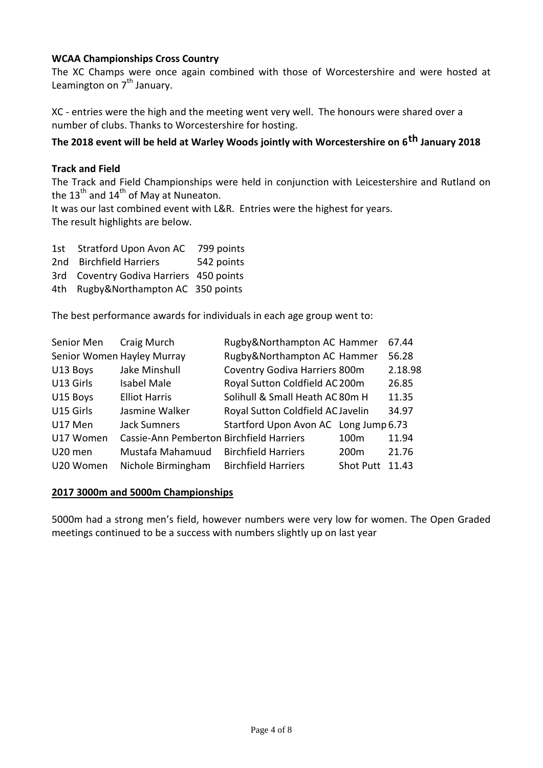**WCAA Championships Cross Country**

The XC Champs were once again combined with those of Worcestershire and were hosted at Leamington on 7th January.

XC - entries were the high and the meeting went very well. The honours were shared over a number of clubs. Thanks to Worcestershire for hosting.

**The 2018 event will be held at Warley Woods jointly with Worcestershire on 6th January 2018**

**Track and Field**

The Track and Field Championships were held in conjunction with Leicestershire and Rutland on the 13th and 14th of May at Nuneaton.

It was our last combined event with L&R. Entries were the highest for years.

The result highlights are below.

| | | |
|---|---|---|
| 1st | Stratford Upon Avon AC | 799 points |
| 2nd | Birchfield Harriers | 542 points |
| 3rd | Coventry Godiva Harriers | 450 points |
| 4th | Rugby&Northampton AC | 350 points |

The best performance awards for individuals in each age group went to:

| | | | | |
|---|---|---|---|---|
| Senior Men | Craig Murch | Rugby&Northampton AC | Hammer | 67.44 |
| Senior Women | Hayley Murray | Rugby&Northampton AC | Hammer | 56.28 |
| U13 Boys | Jake Minshull | Coventry Godiva Harriers | 800m | 2.18.98 |
| U13 Girls | Isabel Male | Royal Sutton Coldfield AC | 200m | 26.85 |
| U15 Boys | Elliot Harris | Solihull & Small Heath AC | 80m H | 11.35 |
| U15 Girls | Jasmine Walker | Royal Sutton Coldfield AC | Javelin | 34.97 |
| U17 Men | Jack Sumners | Startford Upon Avon AC | Long Jump | 6.73 |
| U17 Women | Cassie-Ann Pemberton | Birchfield Harriers | 100m | 11.94 |
| U20 men | Mustafa Mahamuud | Birchfield Harriers | 200m | 21.76 |
| U20 Women | Nichole Birmingham | Birchfield Harriers | Shot Putt | 11.43 |

**2017 3000m and 5000m Championships**

5000m had a strong men's field, however numbers were very low for women. The Open Graded meetings continued to be a success with numbers slightly up on last year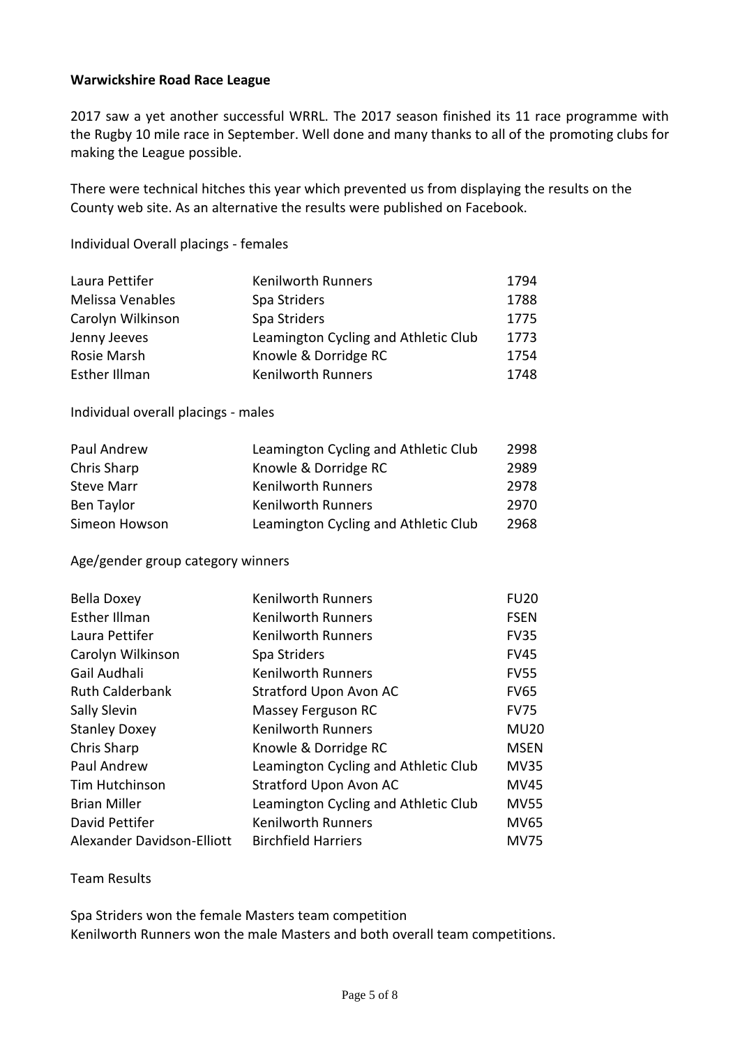**Warwickshire Road Race League**

2017 saw a yet another successful WRRL. The 2017 season finished its 11 race programme with the Rugby 10 mile race in September. Well done and many thanks to all of the promoting clubs for making the League possible.

There were technical hitches this year which prevented us from displaying the results on the County web site. As an alternative the results were published on Facebook.

Individual Overall placings - females

| | | |
|---|---|---|
| Laura Pettifer | Kenilworth Runners | 1794 |
| Melissa Venables | Spa Striders | 1788 |
| Carolyn Wilkinson | Spa Striders | 1775 |
| Jenny Jeeves | Leamington Cycling and Athletic Club | 1773 |
| Rosie Marsh | Knowle & Dorridge RC | 1754 |
| Esther Illman | Kenilworth Runners | 1748 |

Individual overall placings - males

| | | |
|---|---|---|
| Paul Andrew | Leamington Cycling and Athletic Club | 2998 |
| Chris Sharp | Knowle & Dorridge RC | 2989 |
| Steve Marr | Kenilworth Runners | 2978 |
| Ben Taylor | Kenilworth Runners | 2970 |
| Simeon Howson | Leamington Cycling and Athletic Club | 2968 |

Age/gender group category winners

| | | |
|---|---|---|
| Bella Doxey | Kenilworth Runners | FU20 |
| Esther Illman | Kenilworth Runners | FSEN |
| Laura Pettifer | Kenilworth Runners | FV35 |
| Carolyn Wilkinson | Spa Striders | FV45 |
| Gail Audhali | Kenilworth Runners | FV55 |
| Ruth Calderbank | Stratford Upon Avon AC | FV65 |
| Sally Slevin | Massey Ferguson RC | FV75 |
| Stanley Doxey | Kenilworth Runners | MU20 |
| Chris Sharp | Knowle & Dorridge RC | MSEN |
| Paul Andrew | Leamington Cycling and Athletic Club | MV35 |
| Tim Hutchinson | Stratford Upon Avon AC | MV45 |
| Brian Miller | Leamington Cycling and Athletic Club | MV55 |
| David Pettifer | Kenilworth Runners | MV65 |
| Alexander Davidson-Elliott | Birchfield Harriers | MV75 |

Team Results

Spa Striders won the female Masters team competition
Kenilworth Runners won the male Masters and both overall team competitions.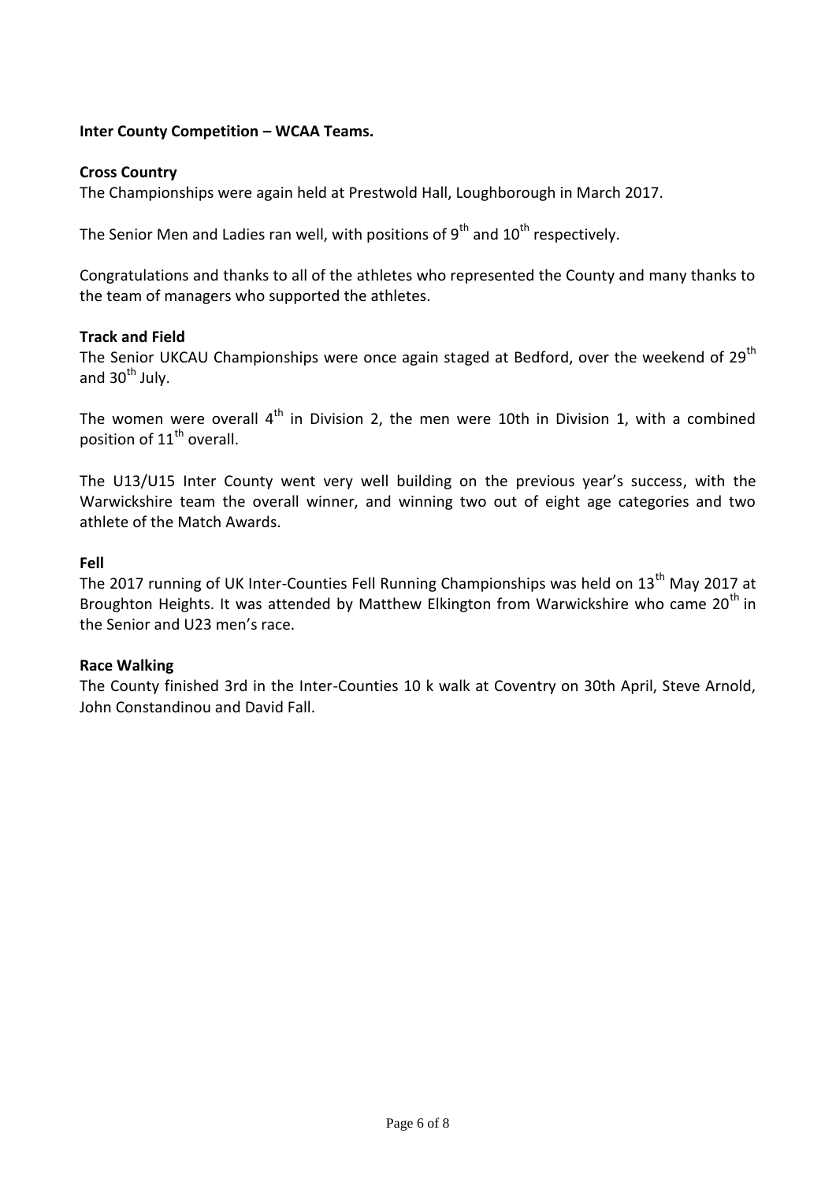**Inter County Competition – WCAA Teams.**

**Cross Country**

The Championships were again held at Prestwold Hall, Loughborough in March 2017.

The Senior Men and Ladies ran well, with positions of 9th and 10th respectively.

Congratulations and thanks to all of the athletes who represented the County and many thanks to the team of managers who supported the athletes.

**Track and Field**

The Senior UKCAU Championships were once again staged at Bedford, over the weekend of 29th and 30th July.

The women were overall 4th in Division 2, the men were 10th in Division 1, with a combined position of 11th overall.

The U13/U15 Inter County went very well building on the previous year's success, with the Warwickshire team the overall winner, and winning two out of eight age categories and two athlete of the Match Awards.

**Fell**

The 2017 running of UK Inter-Counties Fell Running Championships was held on 13th May 2017 at Broughton Heights. It was attended by Matthew Elkington from Warwickshire who came 20th in the Senior and U23 men's race.

**Race Walking**

The County finished 3rd in the Inter-Counties 10 k walk at Coventry on 30th April, Steve Arnold, John Constandinou and David Fall.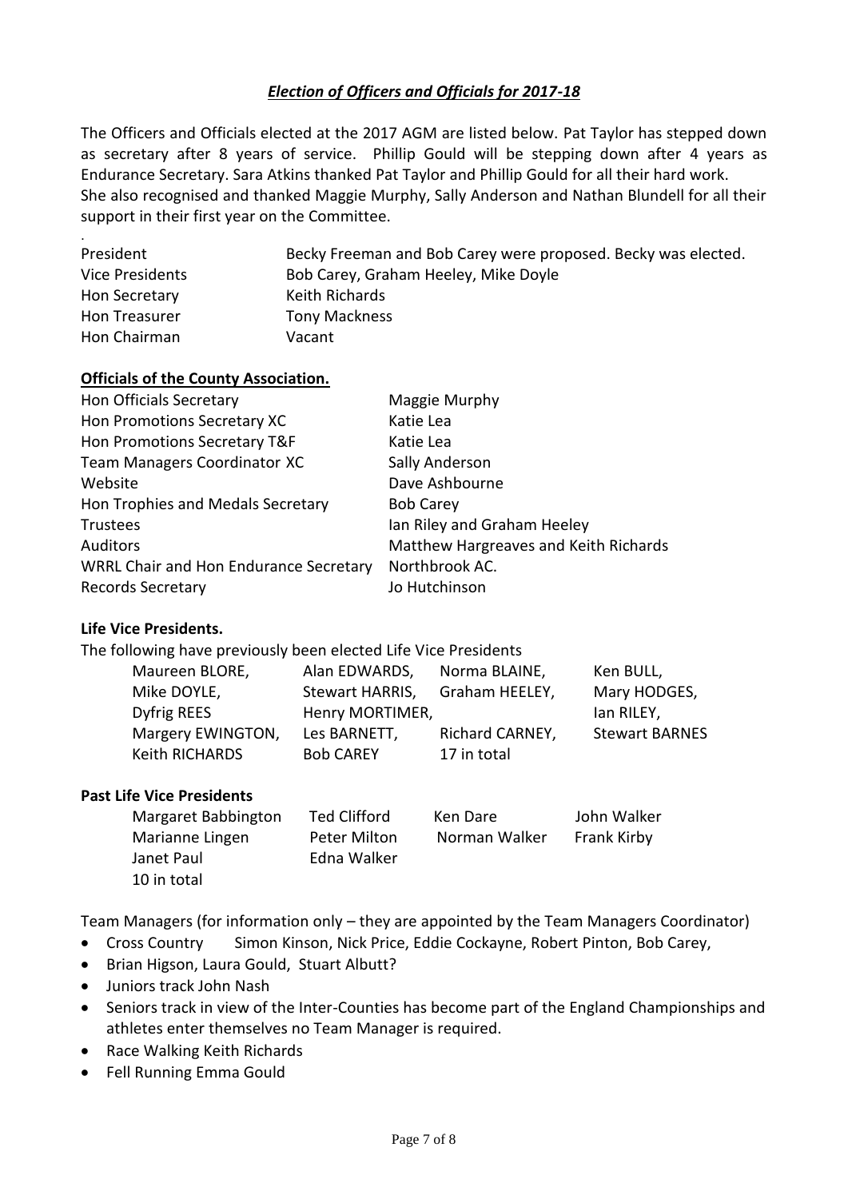## ***Election of Officers and Officials for 2017-18***

The Officers and Officials elected at the 2017 AGM are listed below. Pat Taylor has stepped down as secretary after 8 years of service. Phillip Gould will be stepping down after 4 years as Endurance Secretary. Sara Atkins thanked Pat Taylor and Phillip Gould for all their hard work. She also recognised and thanked Maggie Murphy, Sally Anderson and Nathan Blundell for all their support in their first year on the Committee.

.

| | |
|---|---|
| President | Becky Freeman and Bob Carey were proposed. Becky was elected. |
| Vice Presidents | Bob Carey, Graham Heeley, Mike Doyle |
| Hon Secretary | Keith Richards |
| Hon Treasurer | Tony Mackness |
| Hon Chairman | Vacant |

**Officials of the County Association.**

| | |
|---|---|
| Hon Officials Secretary | Maggie Murphy |
| Hon Promotions Secretary XC | Katie Lea |
| Hon Promotions Secretary T&F | Katie Lea |
| Team Managers Coordinator XC | Sally Anderson |
| Website | Dave Ashbourne |
| Hon Trophies and Medals Secretary | Bob Carey |
| Trustees | Ian Riley and Graham Heeley |
| Auditors | Matthew Hargreaves and Keith Richards |
| WRRL Chair and Hon Endurance Secretary | Northbrook AC. |
| Records Secretary | Jo Hutchinson |

**Life Vice Presidents.**

The following have previously been elected Life Vice Presidents

| | | | |
|---|---|---|---|
| Maureen BLORE, | Alan EDWARDS, | Norma BLAINE, | Ken BULL, |
| Mike DOYLE, | Stewart HARRIS, | Graham HEELEY, | Mary HODGES, |
| Dyfrig REES | Henry MORTIMER, | | Ian RILEY, |
| Margery EWINGTON, | Les BARNETT, | Richard CARNEY, | Stewart BARNES |
| Keith RICHARDS | Bob CAREY | 17 in total | |

**Past Life Vice Presidents**

| | | | |
|---|---|---|---|
| Margaret Babbington | Ted Clifford | Ken Dare | John Walker |
| Marianne Lingen | Peter Milton | Norman Walker | Frank Kirby |
| Janet Paul | Edna Walker | | |
| 10 in total | | | |

Team Managers (for information only – they are appointed by the Team Managers Coordinator)

- Cross Country Simon Kinson, Nick Price, Eddie Cockayne, Robert Pinton, Bob Carey,
- Brian Higson, Laura Gould, Stuart Albutt?
- Juniors track John Nash
- Seniors track in view of the Inter-Counties has become part of the England Championships and athletes enter themselves no Team Manager is required.
- Race Walking Keith Richards
- Fell Running Emma Gould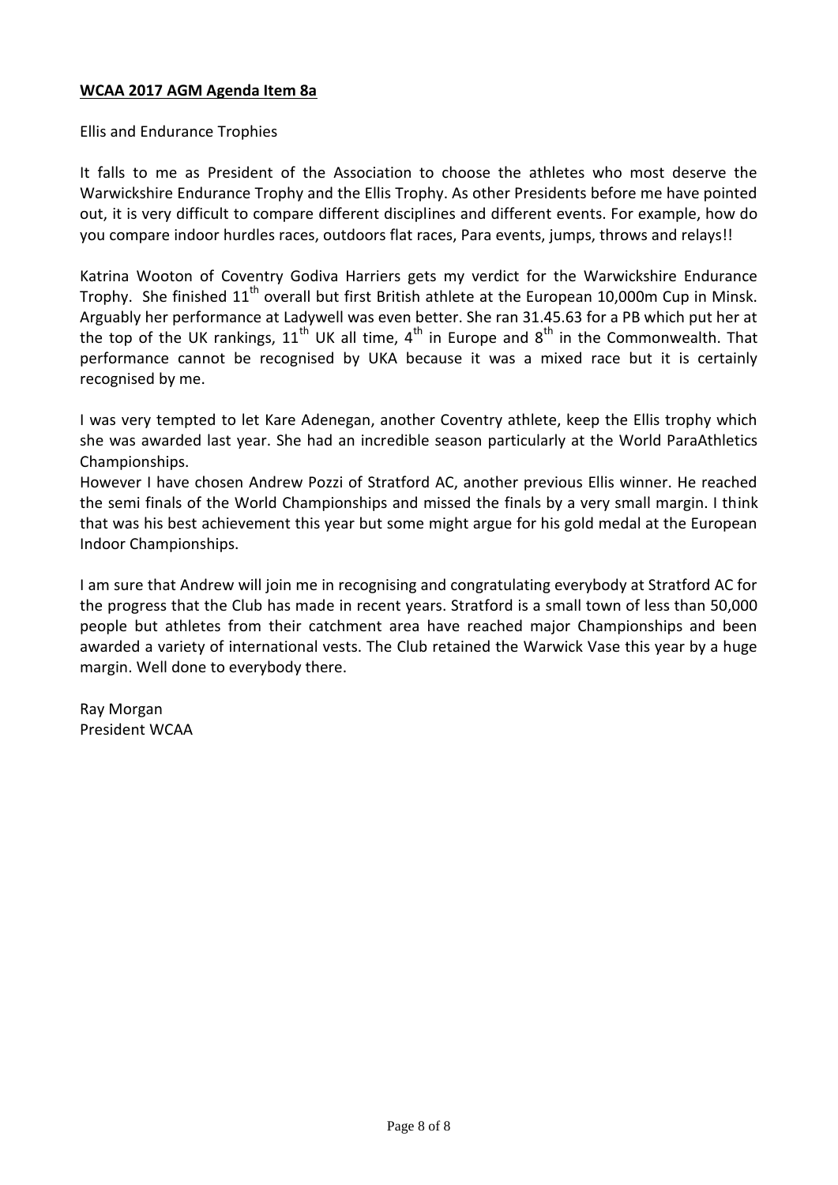**WCAA 2017 AGM Agenda Item 8a**

Ellis and Endurance Trophies

It falls to me as President of the Association to choose the athletes who most deserve the Warwickshire Endurance Trophy and the Ellis Trophy. As other Presidents before me have pointed out, it is very difficult to compare different disciplines and different events. For example, how do you compare indoor hurdles races, outdoors flat races, Para events, jumps, throws and relays!!

Katrina Wooton of Coventry Godiva Harriers gets my verdict for the Warwickshire Endurance Trophy. She finished 11th overall but first British athlete at the European 10,000m Cup in Minsk. Arguably her performance at Ladywell was even better. She ran 31.45.63 for a PB which put her at the top of the UK rankings, 11th UK all time, 4th in Europe and 8th in the Commonwealth. That performance cannot be recognised by UKA because it was a mixed race but it is certainly recognised by me.

I was very tempted to let Kare Adenegan, another Coventry athlete, keep the Ellis trophy which she was awarded last year. She had an incredible season particularly at the World ParaAthletics Championships.
However I have chosen Andrew Pozzi of Stratford AC, another previous Ellis winner. He reached the semi finals of the World Championships and missed the finals by a very small margin. I think that was his best achievement this year but some might argue for his gold medal at the European Indoor Championships.

I am sure that Andrew will join me in recognising and congratulating everybody at Stratford AC for the progress that the Club has made in recent years. Stratford is a small town of less than 50,000 people but athletes from their catchment area have reached major Championships and been awarded a variety of international vests. The Club retained the Warwick Vase this year by a huge margin. Well done to everybody there.

Ray Morgan
President WCAA